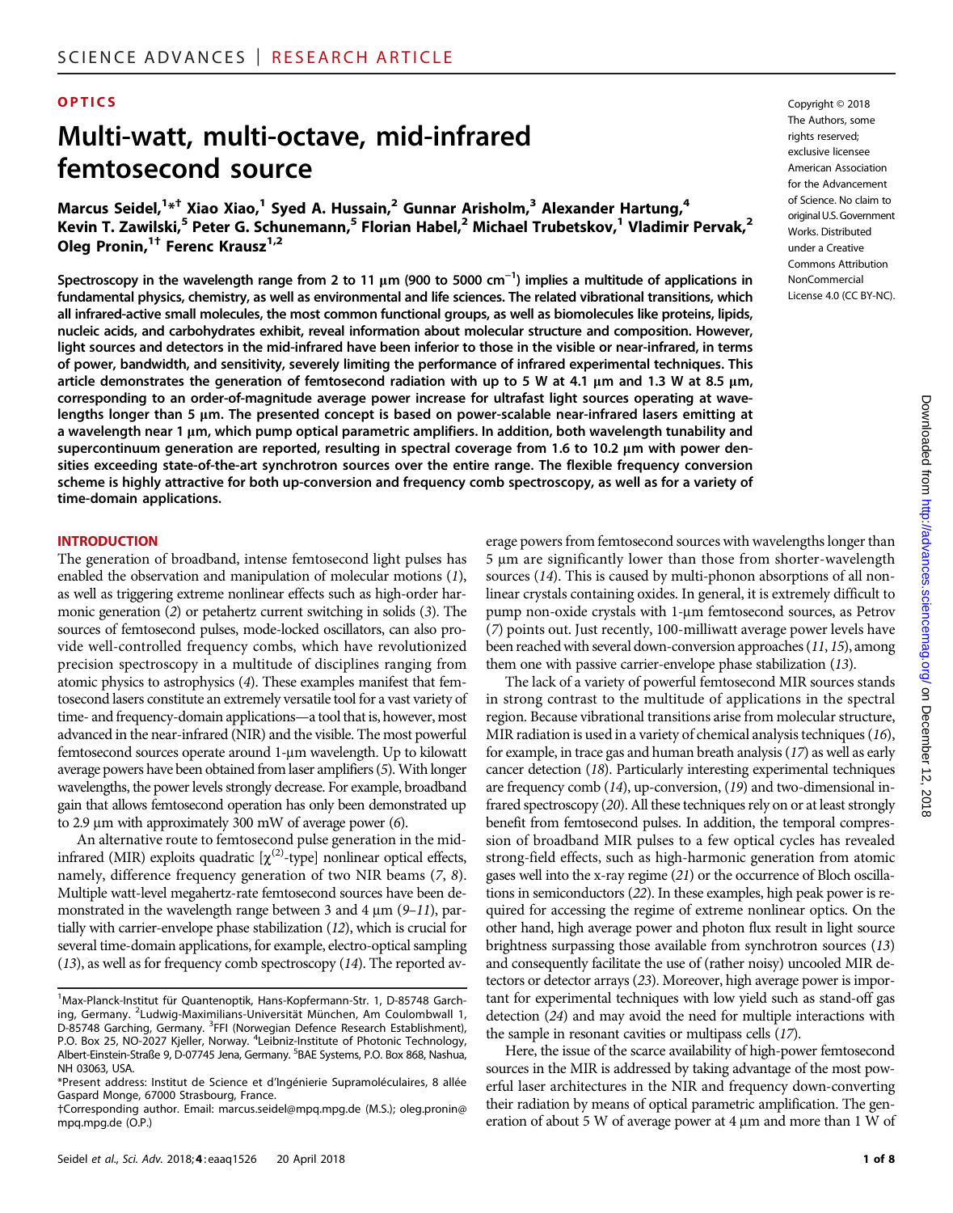OPTICS

# Multi-watt, multi-octave, mid-infrared femtosecond source

**Marcus Seidel,[1*†] Xiao Xiao,[1] Syed A. Hussain,[2] Gunnar Arisholm,[3] Alexander Hartung,[4] Kevin T. Zawilski,[5] Peter G. Schunemann,[5] Florian Habel,[2] Michael Trubetskov,[1] Vladimir Pervak,[2] Oleg Pronin,[1†] Ferenc Krausz[1,2]**

Copyright © 2018 The Authors, some rights reserved; exclusive licensee American Association for the Advancement of Science. No claim to original U.S. Government Works. Distributed under a Creative Commons Attribution NonCommercial License 4.0 (CC BY-NC).

**Spectroscopy in the wavelength range from 2 to 11 μm (900 to 5000 cm$^{-1}$) implies a multitude of applications in fundamental physics, chemistry, as well as environmental and life sciences. The related vibrational transitions, which all infrared-active small molecules, the most common functional groups, as well as biomolecules like proteins, lipids, nucleic acids, and carbohydrates exhibit, reveal information about molecular structure and composition. However, light sources and detectors in the mid-infrared have been inferior to those in the visible or near-infrared, in terms of power, bandwidth, and sensitivity, severely limiting the performance of infrared experimental techniques. This article demonstrates the generation of femtosecond radiation with up to 5 W at 4.1 μm and 1.3 W at 8.5 μm, corresponding to an order-of-magnitude average power increase for ultrafast light sources operating at wavelengths longer than 5 μm. The presented concept is based on power-scalable near-infrared lasers emitting at a wavelength near 1 μm, which pump optical parametric amplifiers. In addition, both wavelength tunability and supercontinuum generation are reported, resulting in spectral coverage from 1.6 to 10.2 μm with power densities exceeding state-of-the-art synchrotron sources over the entire range. The flexible frequency conversion scheme is highly attractive for both up-conversion and frequency comb spectroscopy, as well as for a variety of time-domain applications.**

## INTRODUCTION

The generation of broadband, intense femtosecond light pulses has enabled the observation and manipulation of molecular motions (*1*), as well as triggering extreme nonlinear effects such as high-order harmonic generation (*2*) or petahertz current switching in solids (*3*). The sources of femtosecond pulses, mode-locked oscillators, can also provide well-controlled frequency combs, which have revolutionized precision spectroscopy in a multitude of disciplines ranging from atomic physics to astrophysics (*4*). These examples manifest that femtosecond lasers constitute an extremely versatile tool for a vast variety of time- and frequency-domain applications—a tool that is, however, most advanced in the near-infrared (NIR) and the visible. The most powerful femtosecond sources operate around 1-μm wavelength. Up to kilowatt average powers have been obtained from laser amplifiers (*5*). With longer wavelengths, the power levels strongly decrease. For example, broadband gain that allows femtosecond operation has only been demonstrated up to 2.9 μm with approximately 300 mW of average power (*6*).

An alternative route to femtosecond pulse generation in the mid-infrared (MIR) exploits quadratic [$\chi^{(2)}$-type] nonlinear optical effects, namely, difference frequency generation of two NIR beams (*7*, *8*). Multiple watt-level megahertz-rate femtosecond sources have been demonstrated in the wavelength range between 3 and 4 μm (*9*–*11*), partially with carrier-envelope phase stabilization (*12*), which is crucial for several time-domain applications, for example, electro-optical sampling (*13*), as well as for frequency comb spectroscopy (*14*). The reported average powers from femtosecond sources with wavelengths longer than 5 μm are significantly lower than those from shorter-wavelength sources (*14*). This is caused by multi-phonon absorptions of all nonlinear crystals containing oxides. In general, it is extremely difficult to pump non-oxide crystals with 1-μm femtosecond sources, as Petrov (*7*) points out. Just recently, 100-milliwatt average power levels have been reached with several down-conversion approaches (*11*, *15*), among them one with passive carrier-envelope phase stabilization (*13*).

The lack of a variety of powerful femtosecond MIR sources stands in strong contrast to the multitude of applications in the spectral region. Because vibrational transitions arise from molecular structure, MIR radiation is used in a variety of chemical analysis techniques (*16*), for example, in trace gas and human breath analysis (*17*) as well as early cancer detection (*18*). Particularly interesting experimental techniques are frequency comb (*14*), up-conversion, (*19*) and two-dimensional infrared spectroscopy (*20*). All these techniques rely on or at least strongly benefit from femtosecond pulses. In addition, the temporal compression of broadband MIR pulses to a few optical cycles has revealed strong-field effects, such as high-harmonic generation from atomic gases well into the x-ray regime (*21*) or the occurrence of Bloch oscillations in semiconductors (*22*). In these examples, high peak power is required for accessing the regime of extreme nonlinear optics. On the other hand, high average power and photon flux result in light source brightness surpassing those available from synchrotron sources (*13*) and consequently facilitate the use of (rather noisy) uncooled MIR detectors or detector arrays (*23*). Moreover, high average power is important for experimental techniques with low yield such as stand-off gas detection (*24*) and may avoid the need for multiple interactions with the sample in resonant cavities or multipass cells (*17*).

Here, the issue of the scarce availability of high-power femtosecond sources in the MIR is addressed by taking advantage of the most powerful laser architectures in the NIR and frequency down-converting their radiation by means of optical parametric amplification. The generation of about 5 W of average power at 4 μm and more than 1 W of

[1]Max-Planck-Institut für Quantenoptik, Hans-Kopfermann-Str. 1, D-85748 Garching, Germany. [2]Ludwig-Maximilians-Universität München, Am Coulombwall 1, D-85748 Garching, Germany. [3]FFI (Norwegian Defence Research Establishment), P.O. Box 25, NO-2027 Kjeller, Norway. [4]Leibniz-Institute of Photonic Technology, Albert-Einstein-Straße 9, D-07745 Jena, Germany. [5]BAE Systems, P.O. Box 868, Nashua, NH 03063, USA.
*Present address: Institut de Science et d'Ingénierie Supramoléculaires, 8 allée Gaspard Monge, 67000 Strasbourg, France.
†Corresponding author. Email: marcus.seidel@mpq.mpg.de (M.S.); oleg.pronin@mpq.mpg.de (O.P.)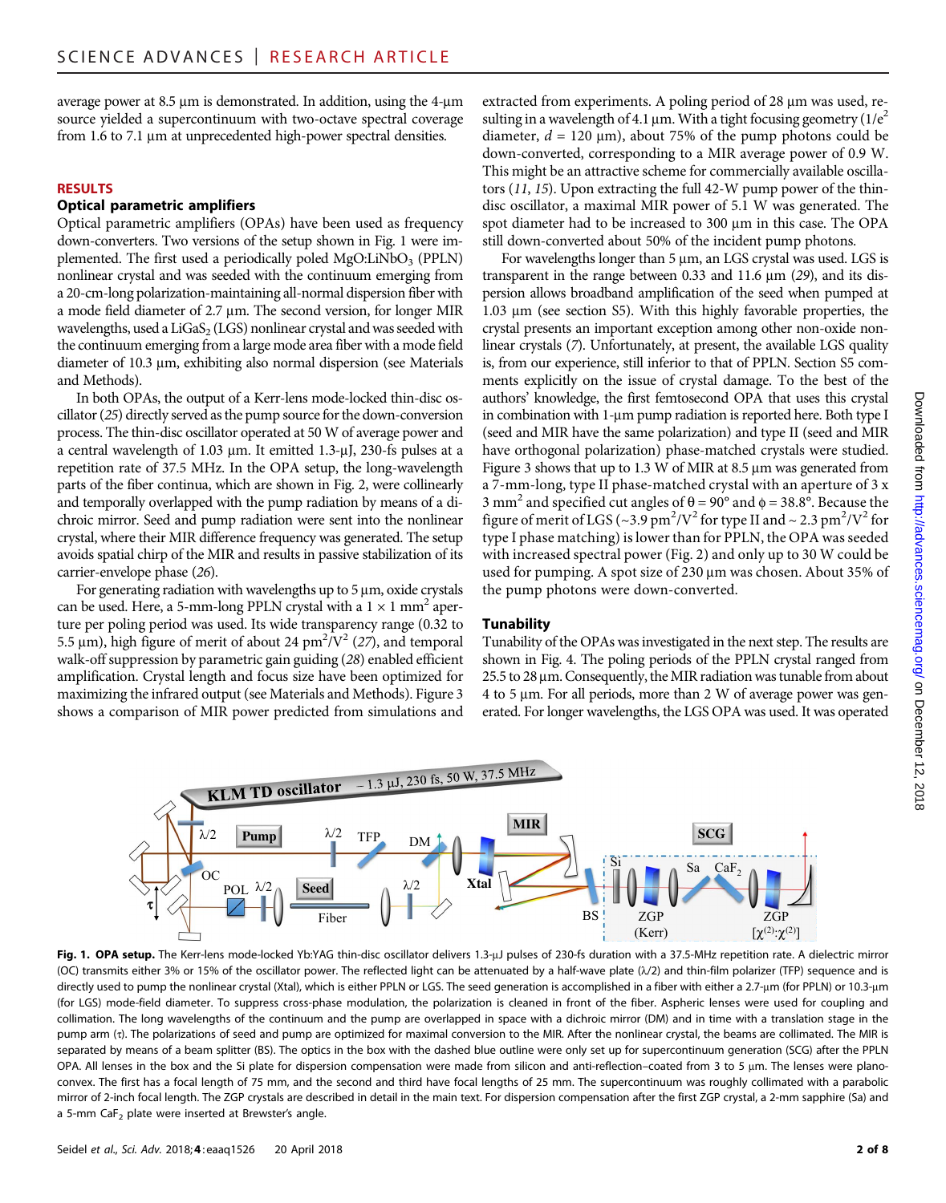average power at 8.5 μm is demonstrated. In addition, using the 4-μm source yielded a supercontinuum with two-octave spectral coverage from 1.6 to 7.1 μm at unprecedented high-power spectral densities.

## RESULTS

### Optical parametric amplifiers

Optical parametric amplifiers (OPAs) have been used as frequency down-converters. Two versions of the setup shown in Fig. 1 were implemented. The first used a periodically poled MgO:LiNbO$_3$ (PPLN) nonlinear crystal and was seeded with the continuum emerging from a 20-cm-long polarization-maintaining all-normal dispersion fiber with a mode field diameter of 2.7 μm. The second version, for longer MIR wavelengths, used a LiGaS$_2$ (LGS) nonlinear crystal and was seeded with the continuum emerging from a large mode area fiber with a mode field diameter of 10.3 μm, exhibiting also normal dispersion (see Materials and Methods).

In both OPAs, the output of a Kerr-lens mode-locked thin-disc oscillator (*25*) directly served as the pump source for the down-conversion process. The thin-disc oscillator operated at 50 W of average power and a central wavelength of 1.03 μm. It emitted 1.3-μJ, 230-fs pulses at a repetition rate of 37.5 MHz. In the OPA setup, the long-wavelength parts of the fiber continua, which are shown in Fig. 2, were collinearly and temporally overlapped with the pump radiation by means of a dichroic mirror. Seed and pump radiation were sent into the nonlinear crystal, where their MIR difference frequency was generated. The setup avoids spatial chirp of the MIR and results in passive stabilization of its carrier-envelope phase (*26*).

For generating radiation with wavelengths up to 5 μm, oxide crystals can be used. Here, a 5-mm-long PPLN crystal with a 1 × 1 mm$^2$ aperture per poling period was used. Its wide transparency range (0.32 to 5.5 μm), high figure of merit of about 24 pm$^2$/V$^2$ (*27*), and temporal walk-off suppression by parametric gain guiding (*28*) enabled efficient amplification. Crystal length and focus size have been optimized for maximizing the infrared output (see Materials and Methods). Figure 3 shows a comparison of MIR power predicted from simulations and extracted from experiments. A poling period of 28 μm was used, resulting in a wavelength of 4.1 μm. With a tight focusing geometry (1/e$^2$ diameter, $d$ = 120 μm), about 75% of the pump photons could be down-converted, corresponding to a MIR average power of 0.9 W. This might be an attractive scheme for commercially available oscillators (*11*, *15*). Upon extracting the full 42-W pump power of the thin-disc oscillator, a maximal MIR power of 5.1 W was generated. The spot diameter had to be increased to 300 μm in this case. The OPA still down-converted about 50% of the incident pump photons.

For wavelengths longer than 5 μm, an LGS crystal was used. LGS is transparent in the range between 0.33 and 11.6 μm (*29*), and its dispersion allows broadband amplification of the seed when pumped at 1.03 μm (see section S5). With this highly favorable properties, the crystal presents an important exception among other non-oxide nonlinear crystals (*7*). Unfortunately, at present, the available LGS quality is, from our experience, still inferior to that of PPLN. Section S5 comments explicitly on the issue of crystal damage. To the best of the authors' knowledge, the first femtosecond OPA that uses this crystal in combination with 1-μm pump radiation is reported here. Both type I (seed and MIR have the same polarization) and type II (seed and MIR have orthogonal polarization) phase-matched crystals were studied. Figure 3 shows that up to 1.3 W of MIR at 8.5 μm was generated from a 7-mm-long, type II phase-matched crystal with an aperture of 3 x 3 mm$^2$ and specified cut angles of θ = 90° and ϕ = 38.8°. Because the figure of merit of LGS (~3.9 pm$^2$/V$^2$ for type II and ~ 2.3 pm$^2$/V$^2$ for type I phase matching) is lower than for PPLN, the OPA was seeded with increased spectral power (Fig. 2) and only up to 30 W could be used for pumping. A spot size of 230 μm was chosen. About 35% of the pump photons were down-converted.

### Tunability

Tunability of the OPAs was investigated in the next step. The results are shown in Fig. 4. The poling periods of the PPLN crystal ranged from 25.5 to 28 μm. Consequently, the MIR radiation was tunable from about 4 to 5 μm. For all periods, more than 2 W of average power was generated. For longer wavelengths, the LGS OPA was used. It was operated

**Fig. 1. OPA setup.** The Kerr-lens mode-locked Yb:YAG thin-disc oscillator delivers 1.3-μJ pulses of 230-fs duration with a 37.5-MHz repetition rate. A dielectric mirror (OC) transmits either 3% or 15% of the oscillator power. The reflected light can be attenuated by a half-wave plate (λ/2) and thin-film polarizer (TFP) sequence and is directly used to pump the nonlinear crystal (Xtal), which is either PPLN or LGS. The seed generation is accomplished in a fiber with either a 2.7-μm (for PPLN) or 10.3-μm (for LGS) mode-field diameter. To suppress cross-phase modulation, the polarization is cleaned in front of the fiber. Aspheric lenses were used for coupling and collimation. The long wavelengths of the continuum and the pump are overlapped in space with a dichroic mirror (DM) and in time with a translation stage in the pump arm (τ). The polarizations of seed and pump are optimized for maximal conversion to the MIR. After the nonlinear crystal, the beams are collimated. The MIR is separated by means of a beam splitter (BS). The optics in the box with the dashed blue outline were only set up for supercontinuum generation (SCG) after the PPLN OPA. All lenses in the box and the Si plate for dispersion compensation were made from silicon and anti-reflection–coated from 3 to 5 μm. The lenses were plano-convex. The first has a focal length of 75 mm, and the second and third have focal lengths of 25 mm. The supercontinuum was roughly collimated with a parabolic mirror of 2-inch focal length. The ZGP crystals are described in detail in the main text. For dispersion compensation after the first ZGP crystal, a 2-mm sapphire (Sa) and a 5-mm CaF$_2$ plate were inserted at Brewster's angle.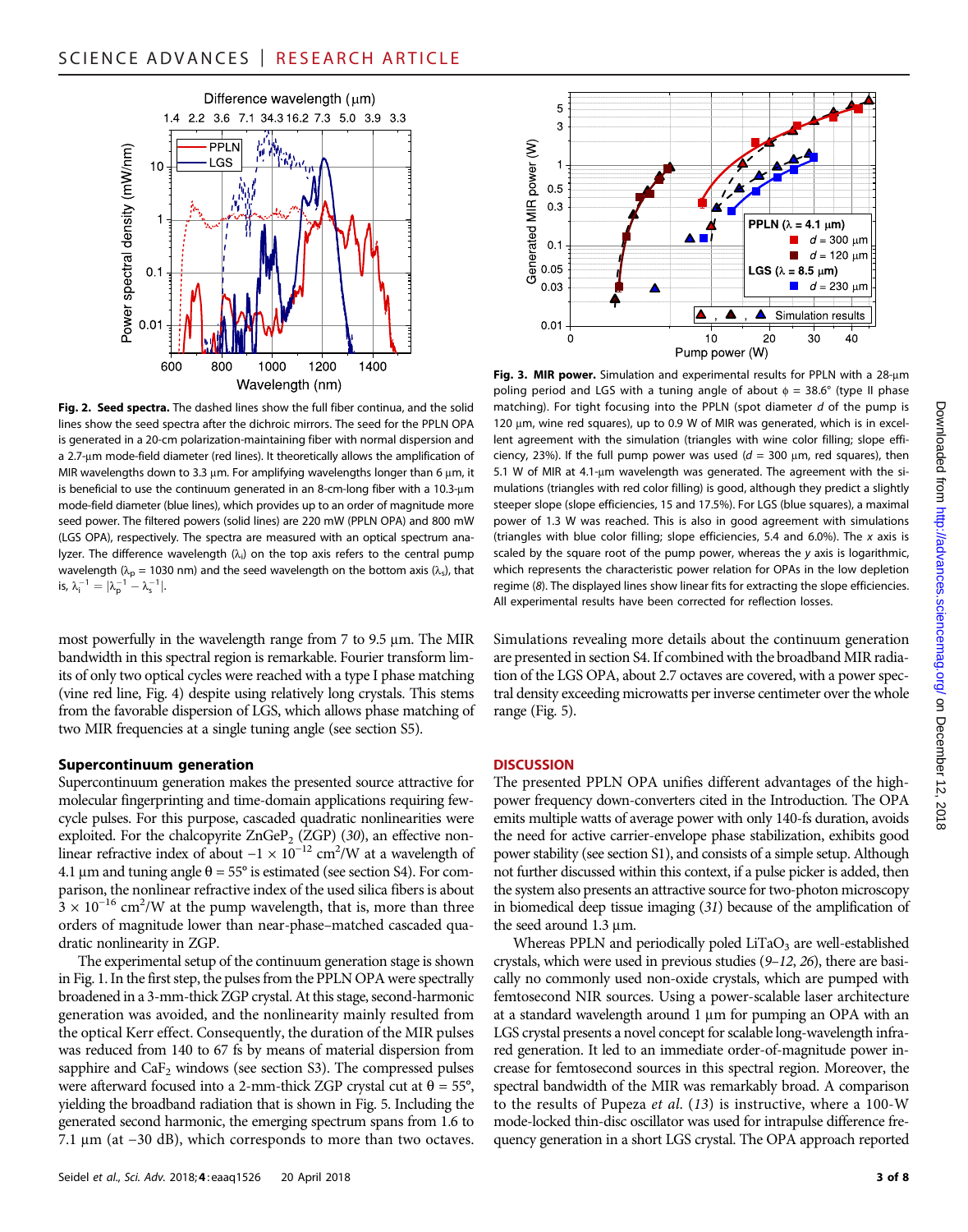**Fig. 2. Seed spectra.** The dashed lines show the full fiber continua, and the solid lines show the seed spectra after the dichroic mirrors. The seed for the PPLN OPA is generated in a 20-cm polarization-maintaining fiber with normal dispersion and a 2.7-μm mode-field diameter (red lines). It theoretically allows the amplification of MIR wavelengths down to 3.3 μm. For amplifying wavelengths longer than 6 μm, it is beneficial to use the continuum generated in an 8-cm-long fiber with a 10.3-μm mode-field diameter (blue lines), which provides up to an order of magnitude more seed power. The filtered powers (solid lines) are 220 mW (PPLN OPA) and 800 mW (LGS OPA), respectively. The spectra are measured with an optical spectrum analyzer. The difference wavelength ($\lambda_i$) on the top axis refers to the central pump wavelength ($\lambda_p$ = 1030 nm) and the seed wavelength on the bottom axis ($\lambda_s$), that is, $\lambda_i^{-1} = |\lambda_p^{-1} - \lambda_s^{-1}|$.

**Fig. 3. MIR power.** Simulation and experimental results for PPLN with a 28-μm poling period and LGS with a tuning angle of about $\phi$ = 38.6° (type II phase matching). For tight focusing into the PPLN (spot diameter $d$ of the pump is 120 μm, wine red squares), up to 0.9 W of MIR was generated, which is in excellent agreement with the simulation (triangles with wine color filling; slope efficiency, 23%). If the full pump power was used ($d$ = 300 μm, red squares), then 5.1 W of MIR at 4.1-μm wavelength was generated. The agreement with the simulations (triangles with red color filling) is good, although they predict a slightly steeper slope (slope efficiencies, 15 and 17.5%). For LGS (blue squares), a maximal power of 1.3 W was reached. This is also in good agreement with simulations (triangles with blue color filling; slope efficiencies, 5.4 and 6.0%). The $x$ axis is scaled by the square root of the pump power, whereas the $y$ axis is logarithmic, which represents the characteristic power relation for OPAs in the low depletion regime (8). The displayed lines show linear fits for extracting the slope efficiencies. All experimental results have been corrected for reflection losses.

most powerfully in the wavelength range from 7 to 9.5 μm. The MIR bandwidth in this spectral region is remarkable. Fourier transform limits of only two optical cycles were reached with a type I phase matching (vine red line, Fig. 4) despite using relatively long crystals. This stems from the favorable dispersion of LGS, which allows phase matching of two MIR frequencies at a single tuning angle (see section S5).

### Supercontinuum generation

Supercontinuum generation makes the presented source attractive for molecular fingerprinting and time-domain applications requiring few-cycle pulses. For this purpose, cascaded quadratic nonlinearities were exploited. For the chalcopyrite $ZnGeP_2$ (ZGP) (30), an effective nonlinear refractive index of about $-1 \times 10^{-12}$ cm$^2$/W at a wavelength of 4.1 μm and tuning angle $\theta$ = 55° is estimated (see section S4). For comparison, the nonlinear refractive index of the used silica fibers is about $3 \times 10^{-16}$ cm$^2$/W at the pump wavelength, that is, more than three orders of magnitude lower than near-phase–matched cascaded quadratic nonlinearity in ZGP.

The experimental setup of the continuum generation stage is shown in Fig. 1. In the first step, the pulses from the PPLN OPA were spectrally broadened in a 3-mm-thick ZGP crystal. At this stage, second-harmonic generation was avoided, and the nonlinearity mainly resulted from the optical Kerr effect. Consequently, the duration of the MIR pulses was reduced from 140 to 67 fs by means of material dispersion from sapphire and $CaF_2$ windows (see section S3). The compressed pulses were afterward focused into a 2-mm-thick ZGP crystal cut at $\theta$ = 55°, yielding the broadband radiation that is shown in Fig. 5. Including the generated second harmonic, the emerging spectrum spans from 1.6 to 7.1 μm (at −30 dB), which corresponds to more than two octaves. Simulations revealing more details about the continuum generation are presented in section S4. If combined with the broadband MIR radiation of the LGS OPA, about 2.7 octaves are covered, with a power spectral density exceeding microwatts per inverse centimeter over the whole range (Fig. 5).

## DISCUSSION

The presented PPLN OPA unifies different advantages of the high-power frequency down-converters cited in the Introduction. The OPA emits multiple watts of average power with only 140-fs duration, avoids the need for active carrier-envelope phase stabilization, exhibits good power stability (see section S1), and consists of a simple setup. Although not further discussed within this context, if a pulse picker is added, then the system also presents an attractive source for two-photon microscopy in biomedical deep tissue imaging (31) because of the amplification of the seed around 1.3 μm.

Whereas PPLN and periodically poled $LiTaO_3$ are well-established crystals, which were used in previous studies (9–12, 26), there are basically no commonly used non-oxide crystals, which are pumped with femtosecond NIR sources. Using a power-scalable laser architecture at a standard wavelength around 1 μm for pumping an OPA with an LGS crystal presents a novel concept for scalable long-wavelength infrared generation. It led to an immediate order-of-magnitude power increase for femtosecond sources in this spectral region. Moreover, the spectral bandwidth of the MIR was remarkably broad. A comparison to the results of Pupeza *et al.* (13) is instructive, where a 100-W mode-locked thin-disc oscillator was used for intrapulse difference frequency generation in a short LGS crystal. The OPA approach reported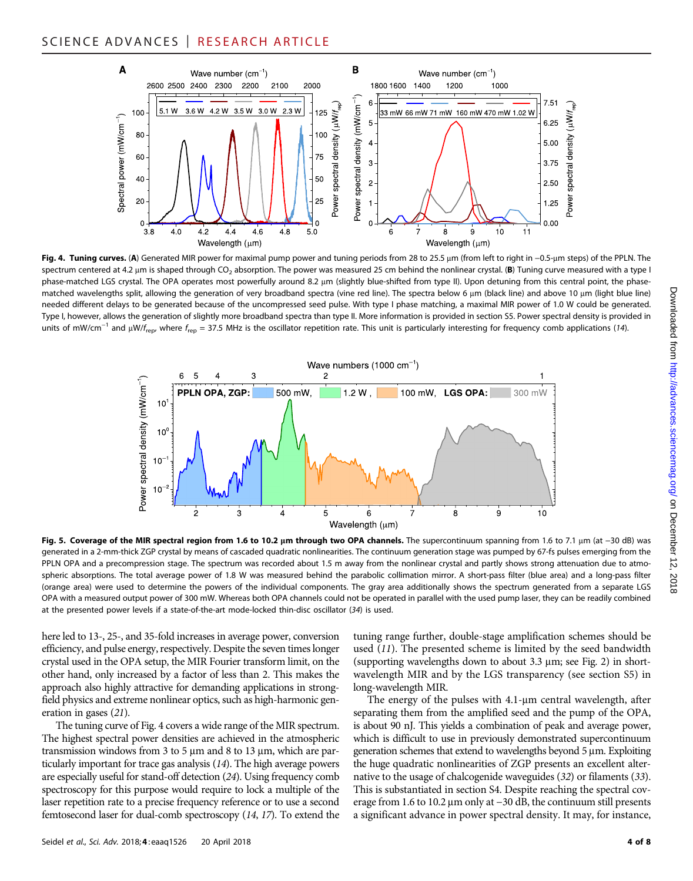**Fig. 4. Tuning curves.** (**A**) Generated MIR power for maximal pump power and tuning periods from 28 to 25.5 μm (from left to right in −0.5-μm steps) of the PPLN. The spectrum centered at 4.2 μm is shaped through $CO_2$ absorption. The power was measured 25 cm behind the nonlinear crystal. (**B**) Tuning curve measured with a type I phase-matched LGS crystal. The OPA operates most powerfully around 8.2 μm (slightly blue-shifted from type II). Upon detuning from this central point, the phase-matched wavelengths split, allowing the generation of very broadband spectra (vine red line). The spectra below 6 μm (black line) and above 10 μm (light blue line) needed different delays to be generated because of the uncompressed seed pulse. With type I phase matching, a maximal MIR power of 1.0 W could be generated. Type I, however, allows the generation of slightly more broadband spectra than type II. More information is provided in section S5. Power spectral density is provided in units of $mW/cm^{-1}$ and $\mu W/f_{rep}$, where $f_{rep}$ = 37.5 MHz is the oscillator repetition rate. This unit is particularly interesting for frequency comb applications (*14*).

**Fig. 5. Coverage of the MIR spectral region from 1.6 to 10.2 μm through two OPA channels.** The supercontinuum spanning from 1.6 to 7.1 μm (at −30 dB) was generated in a 2-mm-thick ZGP crystal by means of cascaded quadratic nonlinearities. The continuum generation stage was pumped by 67-fs pulses emerging from the PPLN OPA and a precompression stage. The spectrum was recorded about 1.5 m away from the nonlinear crystal and partly shows strong attenuation due to atmospheric absorptions. The total average power of 1.8 W was measured behind the parabolic collimation mirror. A short-pass filter (blue area) and a long-pass filter (orange area) were used to determine the powers of the individual components. The gray area additionally shows the spectrum generated from a separate LGS OPA with a measured output power of 300 mW. Whereas both OPA channels could not be operated in parallel with the used pump laser, they can be readily combined at the presented power levels if a state-of-the-art mode-locked thin-disc oscillator (*34*) is used.

here led to 13-, 25-, and 35-fold increases in average power, conversion efficiency, and pulse energy, respectively. Despite the seven times longer crystal used in the OPA setup, the MIR Fourier transform limit, on the other hand, only increased by a factor of less than 2. This makes the approach also highly attractive for demanding applications in strong-field physics and extreme nonlinear optics, such as high-harmonic generation in gases (*21*).

The tuning curve of Fig. 4 covers a wide range of the MIR spectrum. The highest spectral power densities are achieved in the atmospheric transmission windows from 3 to 5 μm and 8 to 13 μm, which are particularly important for trace gas analysis (*14*). The high average powers are especially useful for stand-off detection (*24*). Using frequency comb spectroscopy for this purpose would require to lock a multiple of the laser repetition rate to a precise frequency reference or to use a second femtosecond laser for dual-comb spectroscopy (*14*, *17*). To extend the tuning range further, double-stage amplification schemes should be used (*11*). The presented scheme is limited by the seed bandwidth (supporting wavelengths down to about 3.3 μm; see Fig. 2) in short-wavelength MIR and by the LGS transparency (see section S5) in long-wavelength MIR.

The energy of the pulses with 4.1-μm central wavelength, after separating them from the amplified seed and the pump of the OPA, is about 90 nJ. This yields a combination of peak and average power, which is difficult to use in previously demonstrated supercontinuum generation schemes that extend to wavelengths beyond 5 μm. Exploiting the huge quadratic nonlinearities of ZGP presents an excellent alternative to the usage of chalcogenide waveguides (*32*) or filaments (*33*). This is substantiated in section S4. Despite reaching the spectral coverage from 1.6 to 10.2 μm only at −30 dB, the continuum still presents a significant advance in power spectral density. It may, for instance,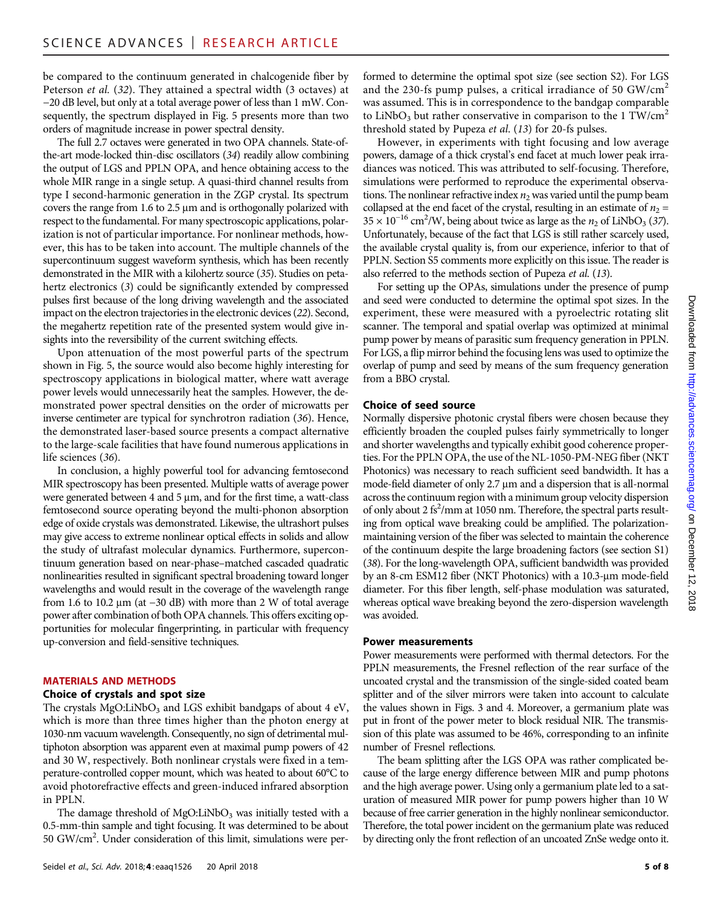be compared to the continuum generated in chalcogenide fiber by Peterson *et al.* (32). They attained a spectral width (3 octaves) at −20 dB level, but only at a total average power of less than 1 mW. Consequently, the spectrum displayed in Fig. 5 presents more than two orders of magnitude increase in power spectral density.

The full 2.7 octaves were generated in two OPA channels. State-of-the-art mode-locked thin-disc oscillators (34) readily allow combining the output of LGS and PPLN OPA, and hence obtaining access to the whole MIR range in a single setup. A quasi-third channel results from type I second-harmonic generation in the ZGP crystal. Its spectrum covers the range from 1.6 to 2.5 μm and is orthogonally polarized with respect to the fundamental. For many spectroscopic applications, polarization is not of particular importance. For nonlinear methods, however, this has to be taken into account. The multiple channels of the supercontinuum suggest waveform synthesis, which has been recently demonstrated in the MIR with a kilohertz source (35). Studies on petahertz electronics (3) could be significantly extended by compressed pulses first because of the long driving wavelength and the associated impact on the electron trajectories in the electronic devices (22). Second, the megahertz repetition rate of the presented system would give insights into the reversibility of the current switching effects.

Upon attenuation of the most powerful parts of the spectrum shown in Fig. 5, the source would also become highly interesting for spectroscopy applications in biological matter, where watt average power levels would unnecessarily heat the samples. However, the demonstrated power spectral densities on the order of microwatts per inverse centimeter are typical for synchrotron radiation (36). Hence, the demonstrated laser-based source presents a compact alternative to the large-scale facilities that have found numerous applications in life sciences (36).

In conclusion, a highly powerful tool for advancing femtosecond MIR spectroscopy has been presented. Multiple watts of average power were generated between 4 and 5 μm, and for the first time, a watt-class femtosecond source operating beyond the multi-phonon absorption edge of oxide crystals was demonstrated. Likewise, the ultrashort pulses may give access to extreme nonlinear optical effects in solids and allow the study of ultrafast molecular dynamics. Furthermore, supercontinuum generation based on near-phase–matched cascaded quadratic nonlinearities resulted in significant spectral broadening toward longer wavelengths and would result in the coverage of the wavelength range from 1.6 to 10.2 μm (at −30 dB) with more than 2 W of total average power after combination of both OPA channels. This offers exciting opportunities for molecular fingerprinting, in particular with frequency up-conversion and field-sensitive techniques.

## MATERIALS AND METHODS

### Choice of crystals and spot size

The crystals $MgO{:}LiNbO_3$ and LGS exhibit bandgaps of about 4 eV, which is more than three times higher than the photon energy at 1030-nm vacuum wavelength. Consequently, no sign of detrimental multiphoton absorption was apparent even at maximal pump powers of 42 and 30 W, respectively. Both nonlinear crystals were fixed in a temperature-controlled copper mount, which was heated to about 60°C to avoid photorefractive effects and green-induced infrared absorption in PPLN.

The damage threshold of $MgO{:}LiNbO_3$ was initially tested with a 0.5-mm-thin sample and tight focusing. It was determined to be about 50 GW/cm$^2$. Under consideration of this limit, simulations were performed to determine the optimal spot size (see section S2). For LGS and the 230-fs pump pulses, a critical irradiance of 50 GW/cm$^2$ was assumed. This is in correspondence to the bandgap comparable to $LiNbO_3$ but rather conservative in comparison to the 1 TW/cm$^2$ threshold stated by Pupeza *et al.* (13) for 20-fs pulses.

However, in experiments with tight focusing and low average powers, damage of a thick crystal's end facet at much lower peak irradiances was noticed. This was attributed to self-focusing. Therefore, simulations were performed to reproduce the experimental observations. The nonlinear refractive index $n_2$ was varied until the pump beam collapsed at the end facet of the crystal, resulting in an estimate of $n_2 = 35 \times 10^{-16}$ cm$^2$/W, being about twice as large as the $n_2$ of $LiNbO_3$ (37). Unfortunately, because of the fact that LGS is still rather scarcely used, the available crystal quality is, from our experience, inferior to that of PPLN. Section S5 comments more explicitly on this issue. The reader is also referred to the methods section of Pupeza *et al.* (13).

For setting up the OPAs, simulations under the presence of pump and seed were conducted to determine the optimal spot sizes. In the experiment, these were measured with a pyroelectric rotating slit scanner. The temporal and spatial overlap was optimized at minimal pump power by means of parasitic sum frequency generation in PPLN. For LGS, a flip mirror behind the focusing lens was used to optimize the overlap of pump and seed by means of the sum frequency generation from a BBO crystal.

### Choice of seed source

Normally dispersive photonic crystal fibers were chosen because they efficiently broaden the coupled pulses fairly symmetrically to longer and shorter wavelengths and typically exhibit good coherence properties. For the PPLN OPA, the use of the NL-1050-PM-NEG fiber (NKT Photonics) was necessary to reach sufficient seed bandwidth. It has a mode-field diameter of only 2.7 μm and a dispersion that is all-normal across the continuum region with a minimum group velocity dispersion of only about 2 fs$^2$/mm at 1050 nm. Therefore, the spectral parts resulting from optical wave breaking could be amplified. The polarization-maintaining version of the fiber was selected to maintain the coherence of the continuum despite the large broadening factors (see section S1) (38). For the long-wavelength OPA, sufficient bandwidth was provided by an 8-cm ESM12 fiber (NKT Photonics) with a 10.3-μm mode-field diameter. For this fiber length, self-phase modulation was saturated, whereas optical wave breaking beyond the zero-dispersion wavelength was avoided.

### Power measurements

Power measurements were performed with thermal detectors. For the PPLN measurements, the Fresnel reflection of the rear surface of the uncoated crystal and the transmission of the single-sided coated beam splitter and of the silver mirrors were taken into account to calculate the values shown in Figs. 3 and 4. Moreover, a germanium plate was put in front of the power meter to block residual NIR. The transmission of this plate was assumed to be 46%, corresponding to an infinite number of Fresnel reflections.

The beam splitting after the LGS OPA was rather complicated because of the large energy difference between MIR and pump photons and the high average power. Using only a germanium plate led to a saturation of measured MIR power for pump powers higher than 10 W because of free carrier generation in the highly nonlinear semiconductor. Therefore, the total power incident on the germanium plate was reduced by directing only the front reflection of an uncoated ZnSe wedge onto it.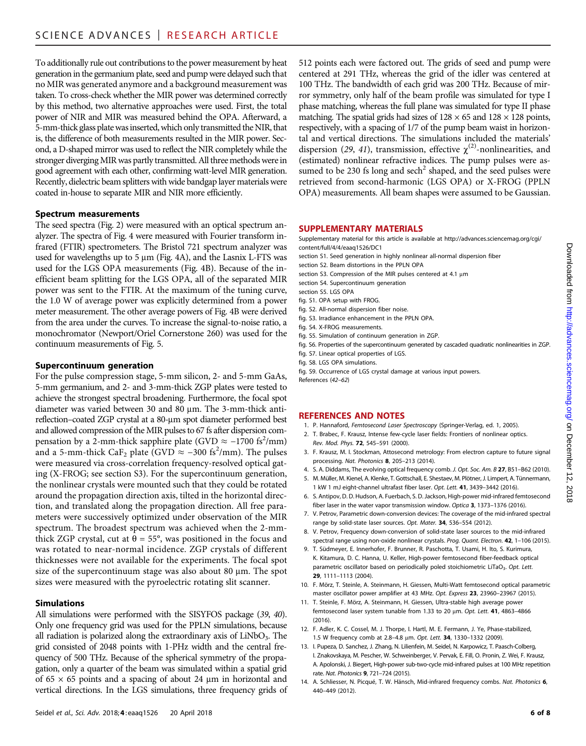To additionally rule out contributions to the power measurement by heat generation in the germanium plate, seed and pump were delayed such that no MIR was generated anymore and a background measurement was taken. To cross-check whether the MIR power was determined correctly by this method, two alternative approaches were used. First, the total power of NIR and MIR was measured behind the OPA. Afterward, a 5-mm-thick glass plate was inserted, which only transmitted the NIR, that is, the difference of both measurements resulted in the MIR power. Second, a D-shaped mirror was used to reflect the NIR completely while the stronger diverging MIR was partly transmitted. All three methods were in good agreement with each other, confirming watt-level MIR generation. Recently, dielectric beam splitters with wide bandgap layer materials were coated in-house to separate MIR and NIR more efficiently.

### Spectrum measurements

The seed spectra (Fig. 2) were measured with an optical spectrum analyzer. The spectra of Fig. 4 were measured with Fourier transform infrared (FTIR) spectrometers. The Bristol 721 spectrum analyzer was used for wavelengths up to 5 μm (Fig. 4A), and the Lasnix L-FTS was used for the LGS OPA measurements (Fig. 4B). Because of the inefficient beam splitting for the LGS OPA, all of the separated MIR power was sent to the FTIR. At the maximum of the tuning curve, the 1.0 W of average power was explicitly determined from a power meter measurement. The other average powers of Fig. 4B were derived from the area under the curves. To increase the signal-to-noise ratio, a monochromator (Newport/Oriel Cornerstone 260) was used for the continuum measurements of Fig. 5.

### Supercontinuum generation

For the pulse compression stage, 5-mm silicon, 2- and 5-mm GaAs, 5-mm germanium, and 2- and 3-mm-thick ZGP plates were tested to achieve the strongest spectral broadening. Furthermore, the focal spot diameter was varied between 30 and 80 μm. The 3-mm-thick antireflection–coated ZGP crystal at a 80-μm spot diameter performed best and allowed compression of the MIR pulses to 67 fs after dispersion compensation by a 2-mm-thick sapphire plate (GVD ≈ −1700 $fs^2$/mm) and a 5-mm-thick $CaF_2$ plate (GVD ≈ −300 $fs^2$/mm). The pulses were measured via cross-correlation frequency-resolved optical gating (X-FROG; see section S3). For the supercontinuum generation, the nonlinear crystals were mounted such that they could be rotated around the propagation direction axis, tilted in the horizontal direction, and translated along the propagation direction. All free parameters were successively optimized under observation of the MIR spectrum. The broadest spectrum was achieved when the 2-mm-thick ZGP crystal, cut at $\theta = 55°$, was positioned in the focus and was rotated to near-normal incidence. ZGP crystals of different thicknesses were not available for the experiments. The focal spot size of the supercontinuum stage was also about 80 μm. The spot sizes were measured with the pyroelectric rotating slit scanner.

### Simulations

All simulations were performed with the SISYFOS package (*39*, *40*). Only one frequency grid was used for the PPLN simulations, because all radiation is polarized along the extraordinary axis of $LiNbO_3$. The grid consisted of 2048 points with 1-PHz width and the central frequency of 500 THz. Because of the spherical symmetry of the propagation, only a quarter of the beam was simulated within a spatial grid of 65 × 65 points and a spacing of about 24 μm in horizontal and vertical directions. In the LGS simulations, three frequency grids of 512 points each were factored out. The grids of seed and pump were centered at 291 THz, whereas the grid of the idler was centered at 100 THz. The bandwidth of each grid was 200 THz. Because of mirror symmetry, only half of the beam profile was simulated for type I phase matching, whereas the full plane was simulated for type II phase matching. The spatial grids had sizes of 128 × 65 and 128 × 128 points, respectively, with a spacing of 1/7 of the pump beam waist in horizontal and vertical directions. The simulations included the materials' dispersion (*29*, *41*), transmission, effective $\chi^{(2)}$-nonlinearities, and (estimated) nonlinear refractive indices. The pump pulses were assumed to be 230 fs long and $sech^2$ shaped, and the seed pulses were retrieved from second-harmonic (LGS OPA) or X-FROG (PPLN OPA) measurements. All beam shapes were assumed to be Gaussian.

## SUPPLEMENTARY MATERIALS

Supplementary material for this article is available at http://advances.sciencemag.org/cgi/content/full/4/4/eaaq1526/DC1

section S1. Seed generation in highly nonlinear all-normal dispersion fiber
section S2. Beam distortions in the PPLN OPA
section S3. Compression of the MIR pulses centered at 4.1 μm
section S4. Supercontinuum generation
section S5. LGS OPA
fig. S1. OPA setup with FROG.
fig. S2. All-normal dispersion fiber noise.
fig. S3. Irradiance enhancement in the PPLN OPA.
fig. S4. X-FROG measurements.
fig. S5. Simulation of continuum generation in ZGP.
fig. S6. Properties of the supercontinuum generated by cascaded quadratic nonlinearities in ZGP.
fig. S7. Linear optical properties of LGS.
fig. S8. LGS OPA simulations.
fig. S9. Occurrence of LGS crystal damage at various input powers.
References (*42*–*62*)

## REFERENCES AND NOTES

1. P. Hannaford, *Femtosecond Laser Spectroscopy* (Springer-Verlag, ed. 1, 2005).
2. T. Brabec, F. Krausz, Intense few-cycle laser fields: Frontiers of nonlinear optics. *Rev. Mod. Phys.* **72**, 545–591 (2000).
3. F. Krausz, M. I. Stockman, Attosecond metrology: From electron capture to future signal processing. *Nat. Photonics* **8**, 205–213 (2014).
4. S. A. Diddams, The evolving optical frequency comb. *J. Opt. Soc. Am. B* **27**, B51–B62 (2010).
5. M. Müller, M. Kienel, A. Klenke, T. Gottschall, E. Shestaev, M. Plötner, J. Limpert, A. Tünnermann, 1 kW 1 mJ eight-channel ultrafast fiber laser. *Opt. Lett.* **41**, 3439–3442 (2016).
6. S. Antipov, D. D. Hudson, A. Fuerbach, S. D. Jackson, High-power mid-infrared femtosecond fiber laser in the water vapor transmission window. *Optica* **3**, 1373–1376 (2016).
7. V. Petrov, Parametric down-conversion devices: The coverage of the mid-infrared spectral range by solid-state laser sources. *Opt. Mater.* **34**, 536–554 (2012).
8. V. Petrov, Frequency down-conversion of solid-state laser sources to the mid-infrared spectral range using non-oxide nonlinear crystals. *Prog. Quant. Electron.* **42**, 1–106 (2015).
9. T. Südmeyer, E. Innerhofer, F. Brunner, R. Paschotta, T. Usami, H. Ito, S. Kurimura, K. Kitamura, D. C. Hanna, U. Keller, High-power femtosecond fiber-feedback optical parametric oscillator based on periodically poled stoichiometric $LiTaO_3$. *Opt. Lett.* **29**, 1111–1113 (2004).
10. F. Mörz, T. Steinle, A. Steinmann, H. Giessen, Multi-Watt femtosecond optical parametric master oscillator power amplifier at 43 MHz. *Opt. Express* **23**, 23960–23967 (2015).
11. T. Steinle, F. Mörz, A. Steinmann, H. Giessen, Ultra-stable high average power femtosecond laser system tunable from 1.33 to 20 μm. *Opt. Lett.* **41**, 4863–4866 (2016).
12. F. Adler, K. C. Cossel, M. J. Thorpe, I. Hartl, M. E. Fermann, J. Ye, Phase-stabilized, 1.5 W frequency comb at 2.8–4.8 μm. *Opt. Lett.* **34**, 1330–1332 (2009).
13. I. Pupeza, D. Sanchez, J. Zhang, N. Lilienfein, M. Seidel, N. Karpowicz, T. Paasch-Colberg, I. Znakovskaya, M. Pescher, W. Schweinberger, V. Pervak, E. Fill, O. Pronin, Z. Wei, F. Krausz, A. Apolonski, J. Biegert, High-power sub-two-cycle mid-infrared pulses at 100 MHz repetition rate. *Nat. Photonics* **9**, 721–724 (2015).
14. A. Schliesser, N. Picqué, T. W. Hänsch, Mid-infrared frequency combs. *Nat. Photonics* **6**, 440–449 (2012).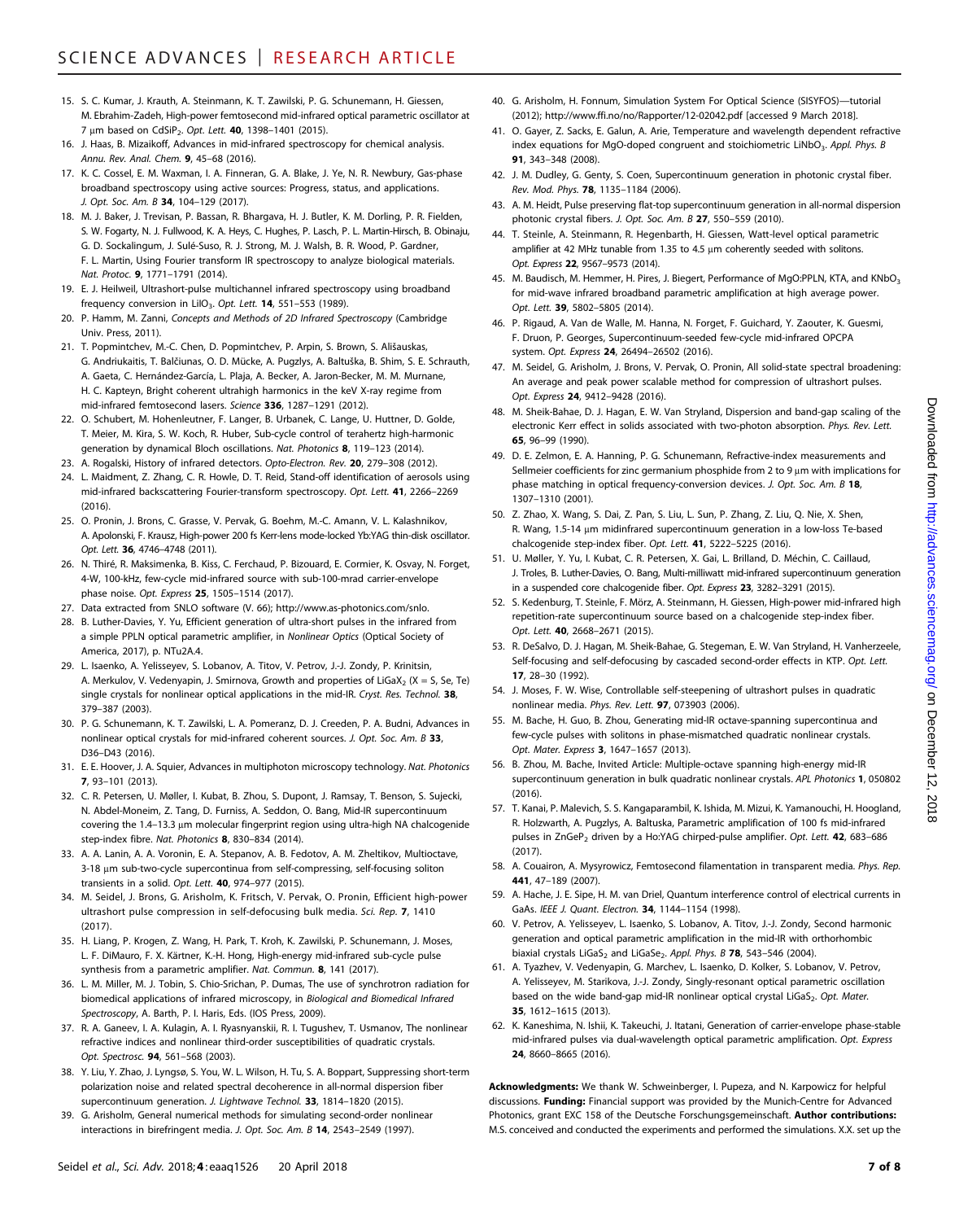15. S. C. Kumar, J. Krauth, A. Steinmann, K. T. Zawilski, P. G. Schunemann, H. Giessen, M. Ebrahim-Zadeh, High-power femtosecond mid-infrared optical parametric oscillator at 7 μm based on $CdSiP_2$. *Opt. Lett.* **40**, 1398–1401 (2015).
16. J. Haas, B. Mizaikoff, Advances in mid-infrared spectroscopy for chemical analysis. *Annu. Rev. Anal. Chem.* **9**, 45–68 (2016).
17. K. C. Cossel, E. M. Waxman, I. A. Finneran, G. A. Blake, J. Ye, N. R. Newbury, Gas-phase broadband spectroscopy using active sources: Progress, status, and applications. *J. Opt. Soc. Am. B* **34**, 104–129 (2017).
18. M. J. Baker, J. Trevisan, P. Bassan, R. Bhargava, H. J. Butler, K. M. Dorling, P. R. Fielden, S. W. Fogarty, N. J. Fullwood, K. A. Heys, C. Hughes, P. Lasch, P. L. Martin-Hirsch, B. Obinaju, G. D. Sockalingum, J. Sulé-Suso, R. J. Strong, M. J. Walsh, B. R. Wood, P. Gardner, F. L. Martin, Using Fourier transform IR spectroscopy to analyze biological materials. *Nat. Protoc.* **9**, 1771–1791 (2014).
19. E. J. Heilweil, Ultrashort-pulse multichannel infrared spectroscopy using broadband frequency conversion in $LiIO_3$. *Opt. Lett.* **14**, 551–553 (1989).
20. P. Hamm, M. Zanni, *Concepts and Methods of 2D Infrared Spectroscopy* (Cambridge Univ. Press, 2011).
21. T. Popmintchev, M.-C. Chen, D. Popmintchev, P. Arpin, S. Brown, S. Ališauskas, G. Andriukaitis, T. Balčiunas, O. D. Mücke, A. Pugzlys, A. Baltuška, B. Shim, S. E. Schrauth, A. Gaeta, C. Hernández-García, L. Plaja, A. Becker, A. Jaron-Becker, M. M. Murnane, H. C. Kapteyn, Bright coherent ultrahigh harmonics in the keV X-ray regime from mid-infrared femtosecond lasers. *Science* **336**, 1287–1291 (2012).
22. O. Schubert, M. Hohenleutner, F. Langer, B. Urbanek, C. Lange, U. Huttner, D. Golde, T. Meier, M. Kira, S. W. Koch, R. Huber, Sub-cycle control of terahertz high-harmonic generation by dynamical Bloch oscillations. *Nat. Photonics* **8**, 119–123 (2014).
23. A. Rogalski, History of infrared detectors. *Opto-Electron. Rev.* **20**, 279–308 (2012).
24. L. Maidment, Z. Zhang, C. R. Howle, D. T. Reid, Stand-off identification of aerosols using mid-infrared backscattering Fourier-transform spectroscopy. *Opt. Lett.* **41**, 2266–2269 (2016).
25. O. Pronin, J. Brons, C. Grasse, V. Pervak, G. Boehm, M.-C. Amann, V. L. Kalashnikov, A. Apolonski, F. Krausz, High-power 200 fs Kerr-lens mode-locked Yb:YAG thin-disk oscillator. *Opt. Lett.* **36**, 4746–4748 (2011).
26. N. Thiré, R. Maksimenka, B. Kiss, C. Ferchaud, P. Bizouard, E. Cormier, K. Osvay, N. Forget, 4-W, 100-kHz, few-cycle mid-infrared source with sub-100-mrad carrier-envelope phase noise. *Opt. Express* **25**, 1505–1514 (2017).
27. Data extracted from SNLO software (V. 66); http://www.as-photonics.com/snlo.
28. B. Luther-Davies, Y. Yu, Efficient generation of ultra-short pulses in the infrared from a simple PPLN optical parametric amplifier, in *Nonlinear Optics* (Optical Society of America, 2017), p. NTu2A.4.
29. L. Isaenko, A. Yelisseyev, S. Lobanov, A. Titov, V. Petrov, J.-J. Zondy, P. Krinitsin, A. Merkulov, V. Vedenyapin, J. Smirnova, Growth and properties of $LiGaX_2$ (X = S, Se, Te) single crystals for nonlinear optical applications in the mid-IR. *Cryst. Res. Technol.* **38**, 379–387 (2003).
30. P. G. Schunemann, K. T. Zawilski, L. A. Pomeranz, D. J. Creeden, P. A. Budni, Advances in nonlinear optical crystals for mid-infrared coherent sources. *J. Opt. Soc. Am. B* **33**, D36–D43 (2016).
31. E. E. Hoover, J. A. Squier, Advances in multiphoton microscopy technology. *Nat. Photonics* **7**, 93–101 (2013).
32. C. R. Petersen, U. Møller, I. Kubat, B. Zhou, S. Dupont, J. Ramsay, T. Benson, S. Sujecki, N. Abdel-Moneim, Z. Tang, D. Furniss, A. Seddon, O. Bang, Mid-IR supercontinuum covering the 1.4–13.3 μm molecular fingerprint region using ultra-high NA chalcogenide step-index fibre. *Nat. Photonics* **8**, 830–834 (2014).
33. A. A. Lanin, A. A. Voronin, E. A. Stepanov, A. B. Fedotov, A. M. Zheltikov, Multioctave, 3-18 μm sub-two-cycle supercontinua from self-compressing, self-focusing soliton transients in a solid. *Opt. Lett.* **40**, 974–977 (2015).
34. M. Seidel, J. Brons, G. Arisholm, K. Fritsch, V. Pervak, O. Pronin, Efficient high-power ultrashort pulse compression in self-defocusing bulk media. *Sci. Rep.* **7**, 1410 (2017).
35. H. Liang, P. Krogen, Z. Wang, H. Park, T. Kroh, K. Zawilski, P. Schunemann, J. Moses, L. F. DiMauro, F. X. Kärtner, K.-H. Hong, High-energy mid-infrared sub-cycle pulse synthesis from a parametric amplifier. *Nat. Commun.* **8**, 141 (2017).
36. L. M. Miller, M. J. Tobin, S. Chio-Srichan, P. Dumas, The use of synchrotron radiation for biomedical applications of infrared microscopy, in *Biological and Biomedical Infrared Spectroscopy*, A. Barth, P. I. Haris, Eds. (IOS Press, 2009).
37. R. A. Ganeev, I. A. Kulagin, A. I. Ryasnyanskii, R. I. Tugushev, T. Usmanov, The nonlinear refractive indices and nonlinear third-order susceptibilities of quadratic crystals. *Opt. Spectrosc.* **94**, 561–568 (2003).
38. Y. Liu, Y. Zhao, J. Lyngsø, S. You, W. L. Wilson, H. Tu, S. A. Boppart, Suppressing short-term polarization noise and related spectral decoherence in all-normal dispersion fiber supercontinuum generation. *J. Lightwave Technol.* **33**, 1814–1820 (2015).
39. G. Arisholm, General numerical methods for simulating second-order nonlinear interactions in birefringent media. *J. Opt. Soc. Am. B* **14**, 2543–2549 (1997).
40. G. Arisholm, H. Fonnum, Simulation System For Optical Science (SISYFOS)—tutorial (2012); http://www.ffi.no/no/Rapporter/12-02042.pdf [accessed 9 March 2018].
41. O. Gayer, Z. Sacks, E. Galun, A. Arie, Temperature and wavelength dependent refractive index equations for MgO-doped congruent and stoichiometric $LiNbO_3$. *Appl. Phys. B* **91**, 343–348 (2008).
42. J. M. Dudley, G. Genty, S. Coen, Supercontinuum generation in photonic crystal fiber. *Rev. Mod. Phys.* **78**, 1135–1184 (2006).
43. A. M. Heidt, Pulse preserving flat-top supercontinuum generation in all-normal dispersion photonic crystal fibers. *J. Opt. Soc. Am. B* **27**, 550–559 (2010).
44. T. Steinle, A. Steinmann, R. Hegenbarth, H. Giessen, Watt-level optical parametric amplifier at 42 MHz tunable from 1.35 to 4.5 μm coherently seeded with solitons. *Opt. Express* **22**, 9567–9573 (2014).
45. M. Baudisch, M. Hemmer, H. Pires, J. Biegert, Performance of MgO:PPLN, KTA, and $KNbO_3$ for mid-wave infrared broadband parametric amplification at high average power. *Opt. Lett.* **39**, 5802–5805 (2014).
46. P. Rigaud, A. Van de Walle, M. Hanna, N. Forget, F. Guichard, Y. Zaouter, K. Guesmi, F. Druon, P. Georges, Supercontinuum-seeded few-cycle mid-infrared OPCPA system. *Opt. Express* **24**, 26494–26502 (2016).
47. M. Seidel, G. Arisholm, J. Brons, V. Pervak, O. Pronin, All solid-state spectral broadening: An average and peak power scalable method for compression of ultrashort pulses. *Opt. Express* **24**, 9412–9428 (2016).
48. M. Sheik-Bahae, D. J. Hagan, E. W. Van Stryland, Dispersion and band-gap scaling of the electronic Kerr effect in solids associated with two-photon absorption. *Phys. Rev. Lett.* **65**, 96–99 (1990).
49. D. E. Zelmon, E. A. Hanning, P. G. Schunemann, Refractive-index measurements and Sellmeier coefficients for zinc germanium phosphide from 2 to 9 μm with implications for phase matching in optical frequency-conversion devices. *J. Opt. Soc. Am. B* **18**, 1307–1310 (2001).
50. Z. Zhao, X. Wang, S. Dai, Z. Pan, S. Liu, L. Sun, P. Zhang, Z. Liu, Q. Nie, X. Shen, R. Wang, 1.5-14 μm midinfrared supercontinuum generation in a low-loss Te-based chalcogenide step-index fiber. *Opt. Lett.* **41**, 5222–5225 (2016).
51. U. Møller, Y. Yu, I. Kubat, C. R. Petersen, X. Gai, L. Brilland, D. Méchin, C. Caillaud, J. Troles, B. Luther-Davies, O. Bang, Multi-milliwatt mid-infrared supercontinuum generation in a suspended core chalcogenide fiber. *Opt. Express* **23**, 3282–3291 (2015).
52. S. Kedenburg, T. Steinle, F. Mörz, A. Steinmann, H. Giessen, High-power mid-infrared high repetition-rate supercontinuum source based on a chalcogenide step-index fiber. *Opt. Lett.* **40**, 2668–2671 (2015).
53. R. DeSalvo, D. J. Hagan, M. Sheik-Bahae, G. Stegeman, E. W. Van Stryland, H. Vanherzeele, Self-focusing and self-defocusing by cascaded second-order effects in KTP. *Opt. Lett.* **17**, 28–30 (1992).
54. J. Moses, F. W. Wise, Controllable self-steepening of ultrashort pulses in quadratic nonlinear media. *Phys. Rev. Lett.* **97**, 073903 (2006).
55. M. Bache, H. Guo, B. Zhou, Generating mid-IR octave-spanning supercontinua and few-cycle pulses with solitons in phase-mismatched quadratic nonlinear crystals. *Opt. Mater. Express* **3**, 1647–1657 (2013).
56. B. Zhou, M. Bache, Invited Article: Multiple-octave spanning high-energy mid-IR supercontinuum generation in bulk quadratic nonlinear crystals. *APL Photonics* **1**, 050802 (2016).
57. T. Kanai, P. Malevich, S. S. Kangaparambil, K. Ishida, M. Mizui, K. Yamanouchi, H. Hoogland, R. Holzwarth, A. Pugzlys, A. Baltuska, Parametric amplification of 100 fs mid-infrared pulses in $ZnGeP_2$ driven by a Ho:YAG chirped-pulse amplifier. *Opt. Lett.* **42**, 683–686 (2017).
58. A. Couairon, A. Mysyrowicz, Femtosecond filamentation in transparent media. *Phys. Rep.* **441**, 47–189 (2007).
59. A. Hache, J. E. Sipe, H. M. van Driel, Quantum interference control of electrical currents in GaAs. *IEEE J. Quant. Electron.* **34**, 1144–1154 (1998).
60. V. Petrov, A. Yelisseyev, L. Isaenko, S. Lobanov, A. Titov, J.-J. Zondy, Second harmonic generation and optical parametric amplification in the mid-IR with orthorhombic biaxial crystals $LiGaS_2$ and $LiGaSe_2$. *Appl. Phys. B* **78**, 543–546 (2004).
61. A. Tyazhev, V. Vedenyapin, G. Marchev, L. Isaenko, D. Kolker, S. Lobanov, V. Petrov, A. Yelisseyev, M. Starikova, J.-J. Zondy, Singly-resonant optical parametric oscillation based on the wide band-gap mid-IR nonlinear optical crystal $LiGaS_2$. *Opt. Mater.* **35**, 1612–1615 (2013).
62. K. Kaneshima, N. Ishii, K. Takeuchi, J. Itatani, Generation of carrier-envelope phase-stable mid-infrared pulses via dual-wavelength optical parametric amplification. *Opt Express* **24**, 8660–8665 (2016).

**Acknowledgments:** We thank W. Schweinberger, I. Pupeza, and N. Karpowicz for helpful discussions. **Funding:** Financial support was provided by the Munich-Centre for Advanced Photonics, grant EXC 158 of the Deutsche Forschungsgemeinschaft. **Author contributions:** M.S. conceived and conducted the experiments and performed the simulations. X.X. set up the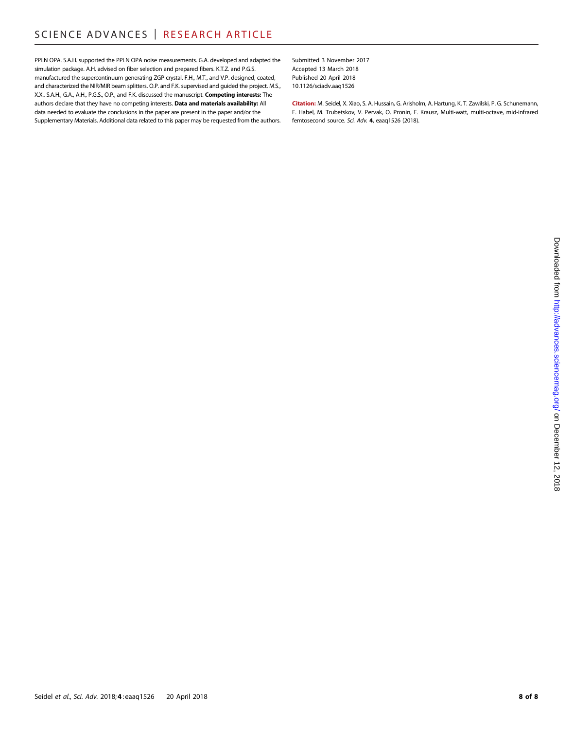PPLN OPA. S.A.H. supported the PPLN OPA noise measurements. G.A. developed and adapted the simulation package. A.H. advised on fiber selection and prepared fibers. K.T.Z. and P.G.S. manufactured the supercontinuum-generating ZGP crystal. F.H., M.T., and V.P. designed, coated, and characterized the NIR/MIR beam splitters. O.P. and F.K. supervised and guided the project. M.S., X.X., S.A.H., G.A., A.H., P.G.S., O.P., and F.K. discussed the manuscript. **Competing interests:** The authors declare that they have no competing interests. **Data and materials availability:** All data needed to evaluate the conclusions in the paper are present in the paper and/or the Supplementary Materials. Additional data related to this paper may be requested from the authors.

Submitted 3 November 2017
Accepted 13 March 2018
Published 20 April 2018
10.1126/sciadv.aaq1526

**Citation:** M. Seidel, X. Xiao, S. A. Hussain, G. Arisholm, A. Hartung, K. T. Zawilski, P. G. Schunemann, F. Habel, M. Trubetskov, V. Pervak, O. Pronin, F. Krausz, Multi-watt, multi-octave, mid-infrared femtosecond source. *Sci. Adv.* **4**, eaaq1526 (2018).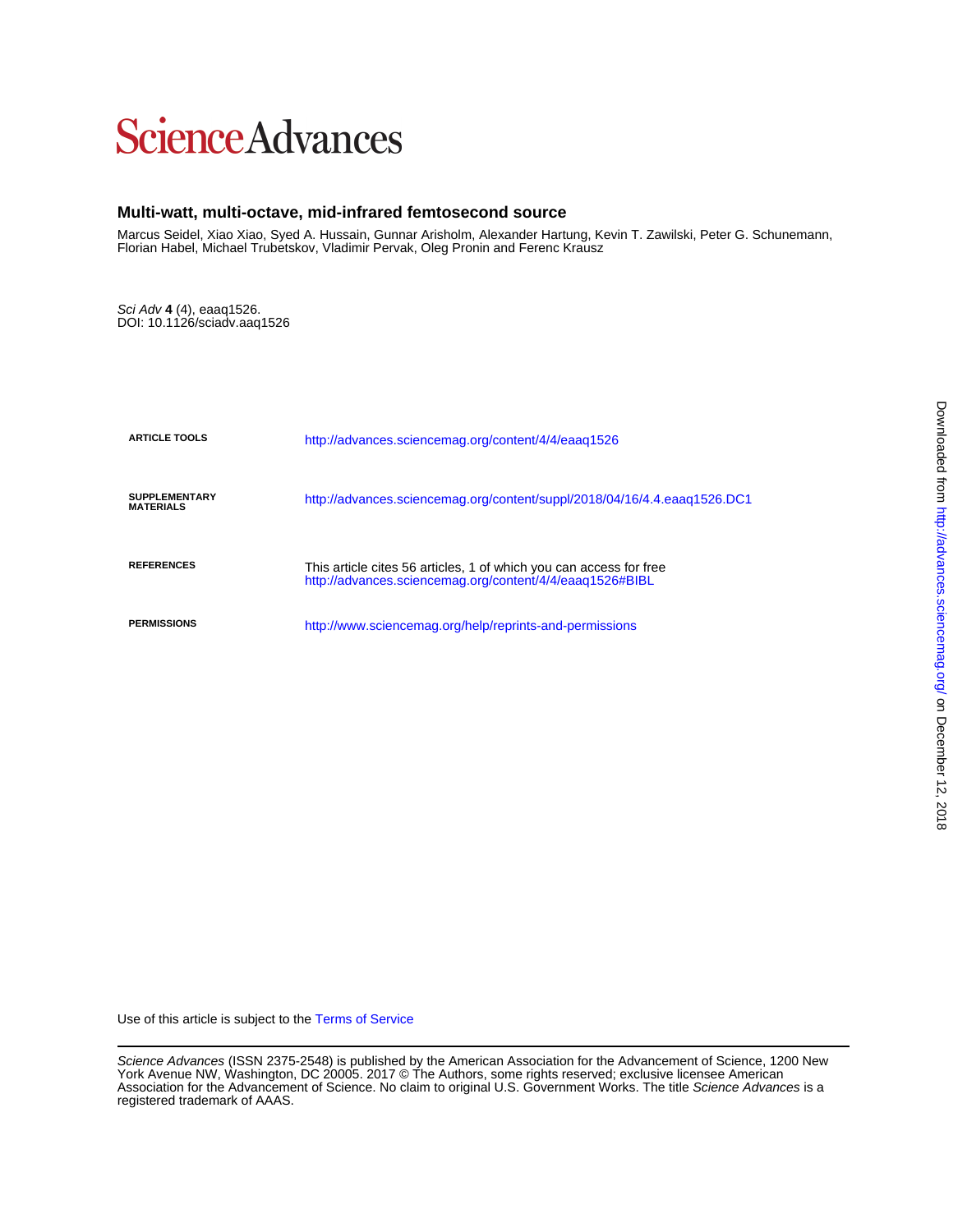# Multi-watt, multi-octave, mid-infrared femtosecond source

Marcus Seidel, Xiao Xiao, Syed A. Hussain, Gunnar Arisholm, Alexander Hartung, Kevin T. Zawilski, Peter G. Schunemann, Florian Habel, Michael Trubetskov, Vladimir Pervak, Oleg Pronin and Ferenc Krausz

*Sci Adv* **4** (4), eaaq1526.
DOI: 10.1126/sciadv.aaq1526

| | |
|---|---|
| **ARTICLE TOOLS** | http://advances.sciencemag.org/content/4/4/eaaq1526 |
| **SUPPLEMENTARY MATERIALS** | http://advances.sciencemag.org/content/suppl/2018/04/16/4.4.eaaq1526.DC1 |
| **REFERENCES** | This article cites 56 articles, 1 of which you can access for free http://advances.sciencemag.org/content/4/4/eaaq1526#BIBL |
| **PERMISSIONS** | http://www.sciencemag.org/help/reprints-and-permissions |

Use of this article is subject to the Terms of Service

*Science Advances* (ISSN 2375-2548) is published by the American Association for the Advancement of Science, 1200 New York Avenue NW, Washington, DC 20005. 2017 © The Authors, some rights reserved; exclusive licensee American Association for the Advancement of Science. No claim to original U.S. Government Works. The title *Science Advances* is a registered trademark of AAAS.